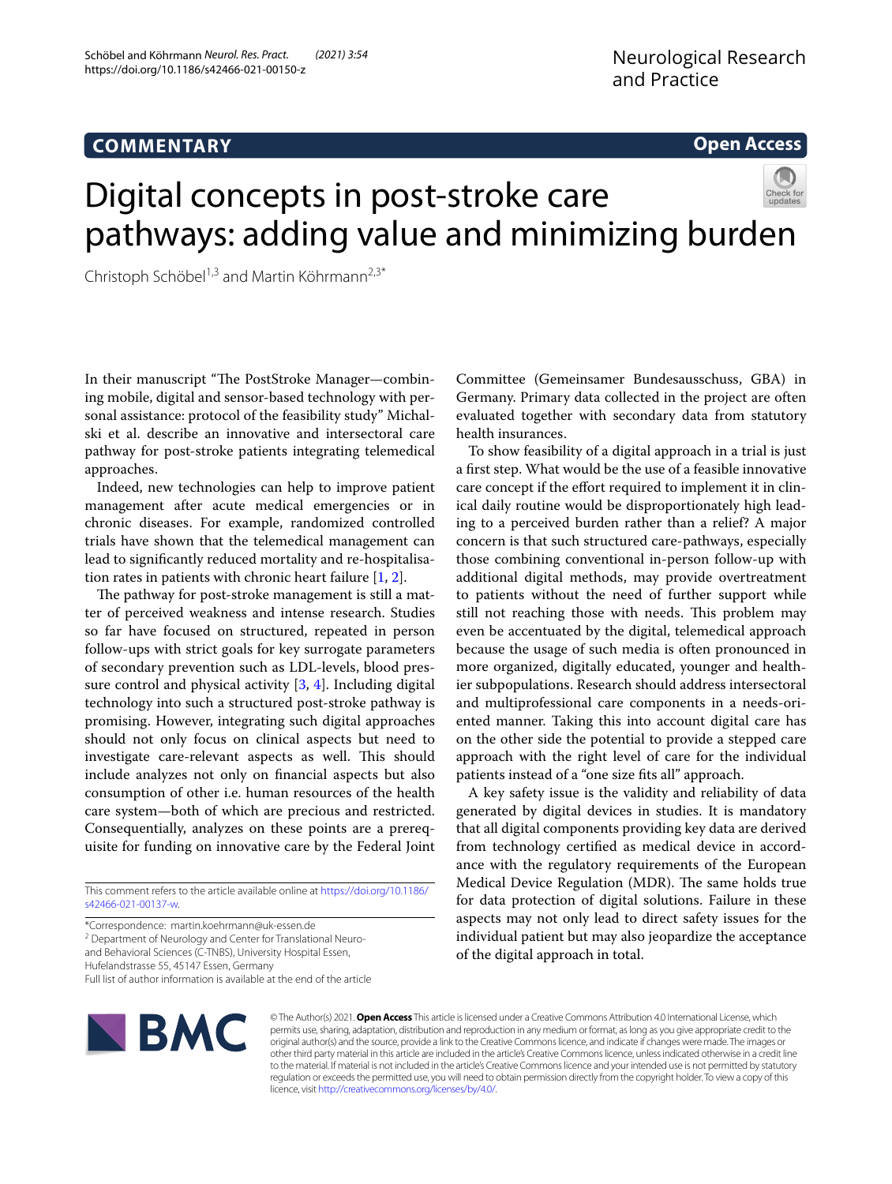**COMMENTARY** **Open Access**

# Digital concepts in post-stroke care pathways: adding value and minimizing burden

Christoph Schöbel[1,3] and Martin Köhrmann[2,3*]

In their manuscript "The PostStroke Manager—combining mobile, digital and sensor-based technology with personal assistance: protocol of the feasibility study" Michalski et al. describe an innovative and intersectoral care pathway for post-stroke patients integrating telemedical approaches.

Indeed, new technologies can help to improve patient management after acute medical emergencies or in chronic diseases. For example, randomized controlled trials have shown that the telemedical management can lead to significantly reduced mortality and re-hospitalisation rates in patients with chronic heart failure [1, 2].

The pathway for post-stroke management is still a matter of perceived weakness and intense research. Studies so far have focused on structured, repeated in person follow-ups with strict goals for key surrogate parameters of secondary prevention such as LDL-levels, blood pressure control and physical activity [3, 4]. Including digital technology into such a structured post-stroke pathway is promising. However, integrating such digital approaches should not only focus on clinical aspects but need to investigate care-relevant aspects as well. This should include analyzes not only on financial aspects but also consumption of other i.e. human resources of the health care system—both of which are precious and restricted. Consequentially, analyzes on these points are a prerequisite for funding on innovative care by the Federal Joint Committee (Gemeinsamer Bundesausschuss, GBA) in Germany. Primary data collected in the project are often evaluated together with secondary data from statutory health insurances.

To show feasibility of a digital approach in a trial is just a first step. What would be the use of a feasible innovative care concept if the effort required to implement it in clinical daily routine would be disproportionately high leading to a perceived burden rather than a relief? A major concern is that such structured care-pathways, especially those combining conventional in-person follow-up with additional digital methods, may provide overtreatment to patients without the need of further support while still not reaching those with needs. This problem may even be accentuated by the digital, telemedical approach because the usage of such media is often pronounced in more organized, digitally educated, younger and healthier subpopulations. Research should address intersectoral and multiprofessional care components in a needs-oriented manner. Taking this into account digital care has on the other side the potential to provide a stepped care approach with the right level of care for the individual patients instead of a "one size fits all" approach.

A key safety issue is the validity and reliability of data generated by digital devices in studies. It is mandatory that all digital components providing key data are derived from technology certified as medical device in accordance with the regulatory requirements of the European Medical Device Regulation (MDR). The same holds true for data protection of digital solutions. Failure in these aspects may not only lead to direct safety issues for the individual patient but may also jeopardize the acceptance of the digital approach in total.

This comment refers to the article available online at https://doi.org/10.1186/s42466-021-00137-w.

*Correspondence: martin.koehrmann@uk-essen.de
[2] Department of Neurology and Center for Translational Neuro- and Behavioral Sciences (C-TNBS), University Hospital Essen, Hufelandstrasse 55, 45147 Essen, Germany
Full list of author information is available at the end of the article

© The Author(s) 2021. **Open Access** This article is licensed under a Creative Commons Attribution 4.0 International License, which permits use, sharing, adaptation, distribution and reproduction in any medium or format, as long as you give appropriate credit to the original author(s) and the source, provide a link to the Creative Commons licence, and indicate if changes were made. The images or other third party material in this article are included in the article's Creative Commons licence, unless indicated otherwise in a credit line to the material. If material is not included in the article's Creative Commons licence and your intended use is not permitted by statutory regulation or exceeds the permitted use, you will need to obtain permission directly from the copyright holder. To view a copy of this licence, visit http://creativecommons.org/licenses/by/4.0/.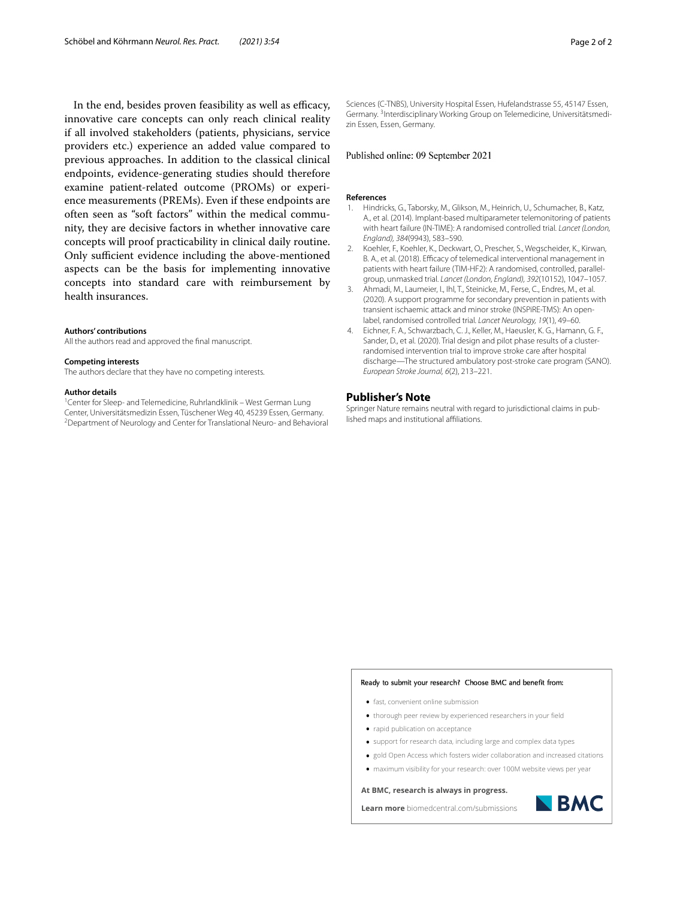In the end, besides proven feasibility as well as efficacy, innovative care concepts can only reach clinical reality if all involved stakeholders (patients, physicians, service providers etc.) experience an added value compared to previous approaches. In addition to the classical clinical endpoints, evidence-generating studies should therefore examine patient-related outcome (PROMs) or experience measurements (PREMs). Even if these endpoints are often seen as "soft factors" within the medical community, they are decisive factors in whether innovative care concepts will proof practicability in clinical daily routine. Only sufficient evidence including the above-mentioned aspects can be the basis for implementing innovative concepts into standard care with reimbursement by health insurances.

**Authors' contributions**

All the authors read and approved the final manuscript.

**Competing interests**

The authors declare that they have no competing interests.

**Author details**

[1] Center for Sleep- and Telemedicine, Ruhrlandklinik – West German Lung Center, Universitätsmedizin Essen, Tüschener Weg 40, 45239 Essen, Germany. [2] Department of Neurology and Center for Translational Neuro- and Behavioral Sciences (C-TNBS), University Hospital Essen, Hufelandstrasse 55, 45147 Essen, Germany. [3] Interdisciplinary Working Group on Telemedicine, Universitätsmedizin Essen, Essen, Germany.

Published online: 09 September 2021

**References**

1. Hindricks, G., Taborsky, M., Glikson, M., Heinrich, U., Schumacher, B., Katz, A., et al. (2014). Implant-based multiparameter telemonitoring of patients with heart failure (IN-TIME): A randomised controlled trial. *Lancet (London, England), 384*(9943), 583–590.
2. Koehler, F., Koehler, K., Deckwart, O., Prescher, S., Wegscheider, K., Kirwan, B. A., et al. (2018). Efficacy of telemedical interventional management in patients with heart failure (TIM-HF2): A randomised, controlled, parallel-group, unmasked trial. *Lancet (London, England), 392*(10152), 1047–1057.
3. Ahmadi, M., Laumeier, I., Ihl, T., Steinicke, M., Ferse, C., Endres, M., et al. (2020). A support programme for secondary prevention in patients with transient ischaemic attack and minor stroke (INSPiRE-TMS): An open-label, randomised controlled trial. *Lancet Neurology, 19*(1), 49–60.
4. Eichner, F. A., Schwarzbach, C. J., Keller, M., Haeusler, K. G., Hamann, G. F., Sander, D., et al. (2020). Trial design and pilot phase results of a cluster-randomised intervention trial to improve stroke care after hospital discharge—The structured ambulatory post-stroke care program (SANO). *European Stroke Journal, 6*(2), 213–221.

## Publisher's Note

Springer Nature remains neutral with regard to jurisdictional claims in published maps and institutional affiliations.

Ready to submit your research? Choose BMC and benefit from:

- fast, convenient online submission
- thorough peer review by experienced researchers in your field
- rapid publication on acceptance
- support for research data, including large and complex data types
- gold Open Access which fosters wider collaboration and increased citations
- maximum visibility for your research: over 100M website views per year

**At BMC, research is always in progress.**

**Learn more** biomedcentral.com/submissions

BMC